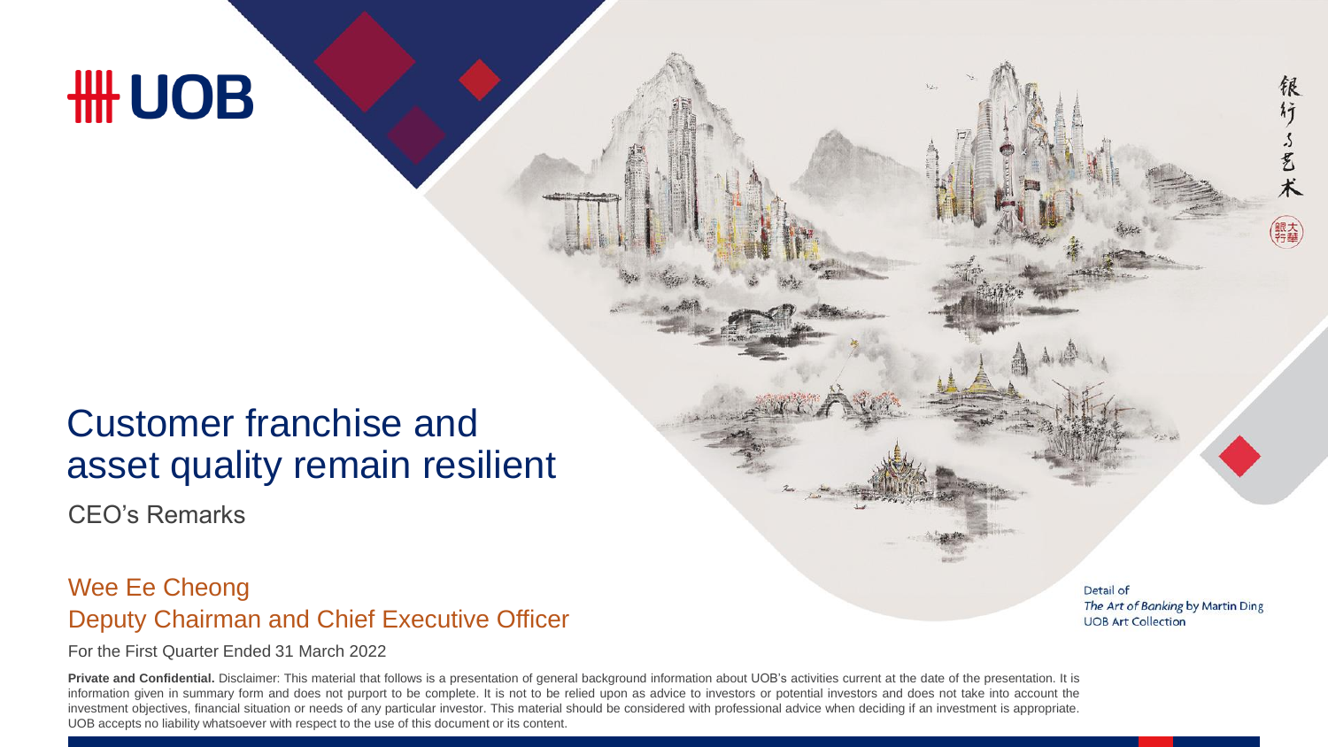# Customer franchise and asset quality remain resilient

CEO's Remarks

## Wee Ee Cheong
## Deputy Chairman and Chief Executive Officer

For the First Quarter Ended 31 March 2022

Detail of
*The Art of Banking* by Martin Ding
UOB Art Collection

**Private and Confidential.** Disclaimer: This material that follows is a presentation of general background information about UOB's activities current at the date of the presentation. It is information given in summary form and does not purport to be complete. It is not to be relied upon as advice to investors or potential investors and does not take into account the investment objectives, financial situation or needs of any particular investor. This material should be considered with professional advice when deciding if an investment is appropriate. UOB accepts no liability whatsoever with respect to the use of this document or its content.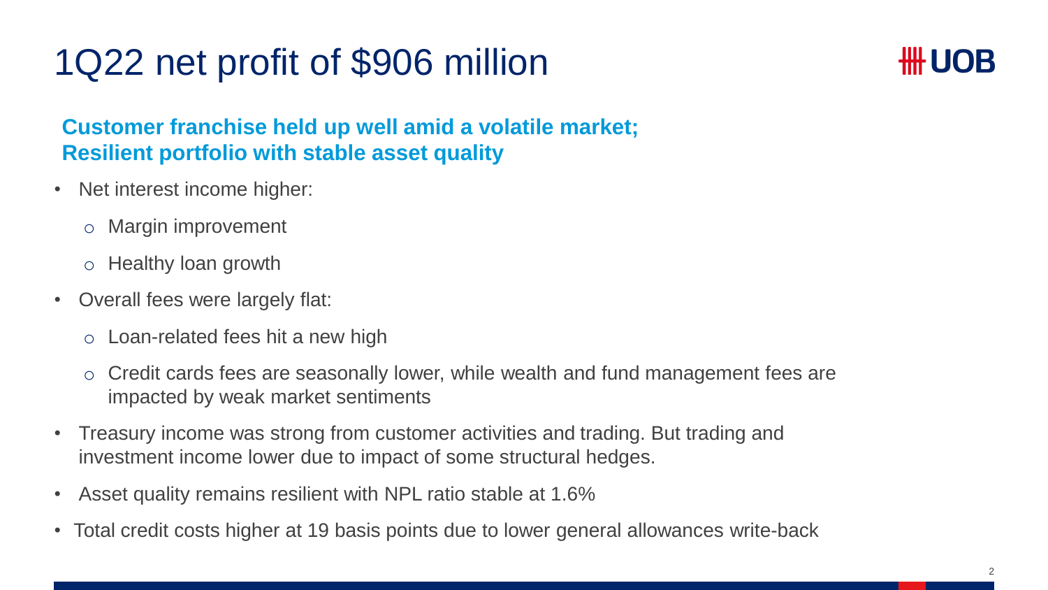# 1Q22 net profit of $906 million

UOB

**Customer franchise held up well amid a volatile market;**
**Resilient portfolio with stable asset quality**

- Net interest income higher:
  - Margin improvement
  - Healthy loan growth
- Overall fees were largely flat:
  - Loan-related fees hit a new high
  - Credit cards fees are seasonally lower, while wealth and fund management fees are impacted by weak market sentiments
- Treasury income was strong from customer activities and trading. But trading and investment income lower due to impact of some structural hedges.
- Asset quality remains resilient with NPL ratio stable at 1.6%
- Total credit costs higher at 19 basis points due to lower general allowances write-back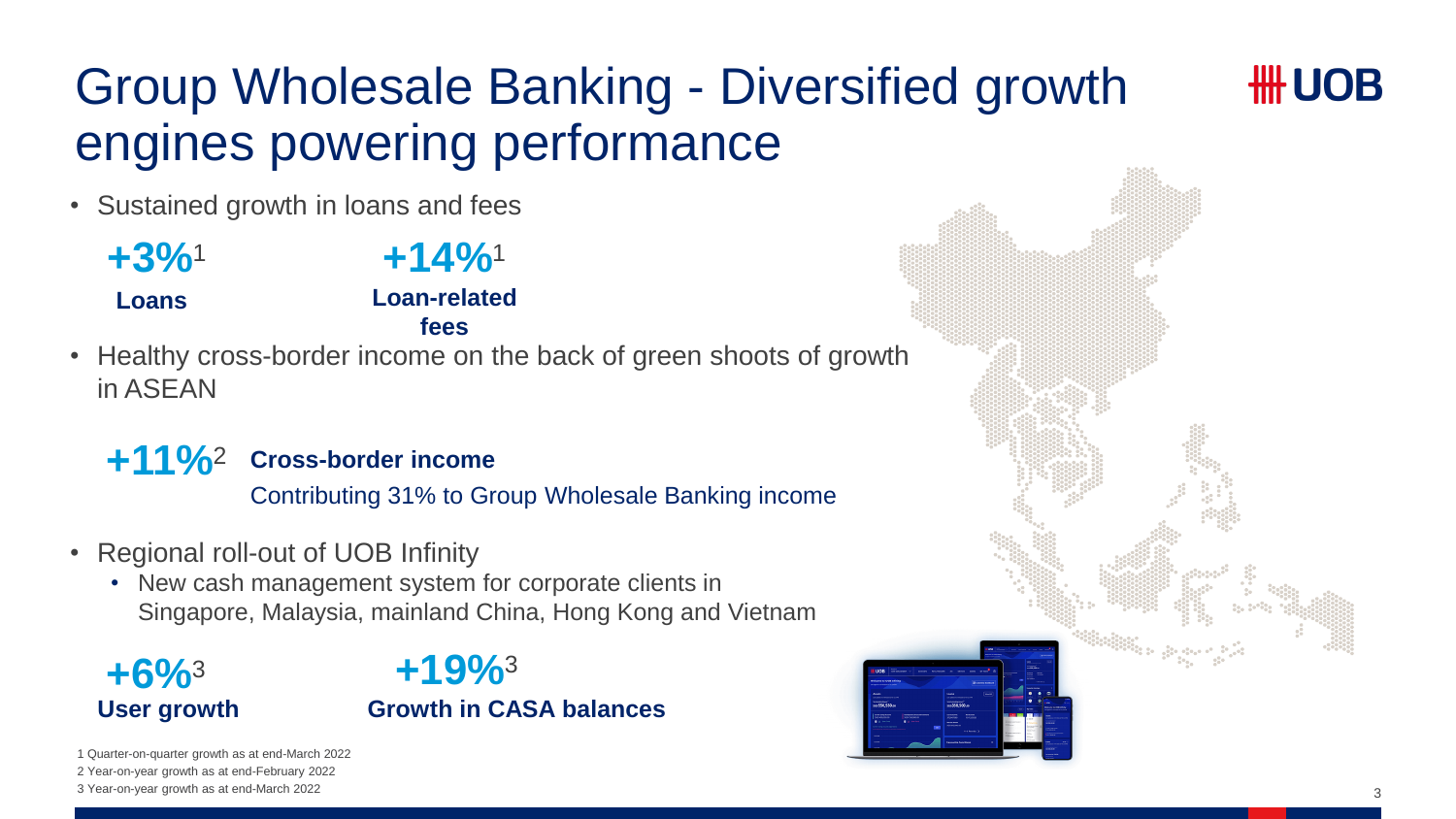# Group Wholesale Banking - Diversified growth engines powering performance

- Sustained growth in loans and fees

**+3%**[1]
**Loans**

**+14%**[1]
**Loan-related fees**

- Healthy cross-border income on the back of green shoots of growth in ASEAN

**+11%**[2] **Cross-border income**
Contributing 31% to Group Wholesale Banking income

- Regional roll-out of UOB Infinity
  - New cash management system for corporate clients in Singapore, Malaysia, mainland China, Hong Kong and Vietnam

**+6%**[3]
**User growth**

**+19%**[3]
**Growth in CASA balances**

1 Quarter-on-quarter growth as at end-March 2022
2 Year-on-year growth as at end-February 2022
3 Year-on-year growth as at end-March 2022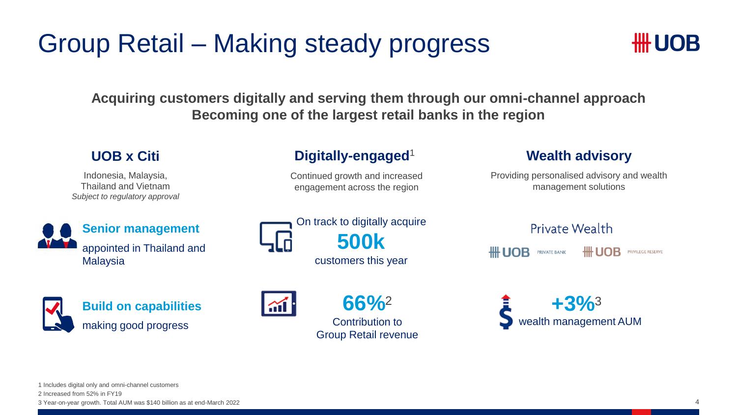# Group Retail – Making steady progress

**Acquiring customers digitally and serving them through our omni-channel approach**
**Becoming one of the largest retail banks in the region**

## UOB x Citi

Indonesia, Malaysia, Thailand and Vietnam
*Subject to regulatory approval*

**Senior management**
appointed in Thailand and Malaysia

**Build on capabilities**
making good progress

## Digitally-engaged[1]

Continued growth and increased engagement across the region

On track to digitally acquire
**500k**
customers this year

**66%**[2]
Contribution to Group Retail revenue

## Wealth advisory

Providing personalised advisory and wealth management solutions

Private Wealth
UOB PRIVATE BANK
UOB PRIVILEGE RESERVE

**+3%**[3]
wealth management AUM

1 Includes digital only and omni-channel customers
2 Increased from 52% in FY19
3 Year-on-year growth. Total AUM was $140 billion as at end-March 2022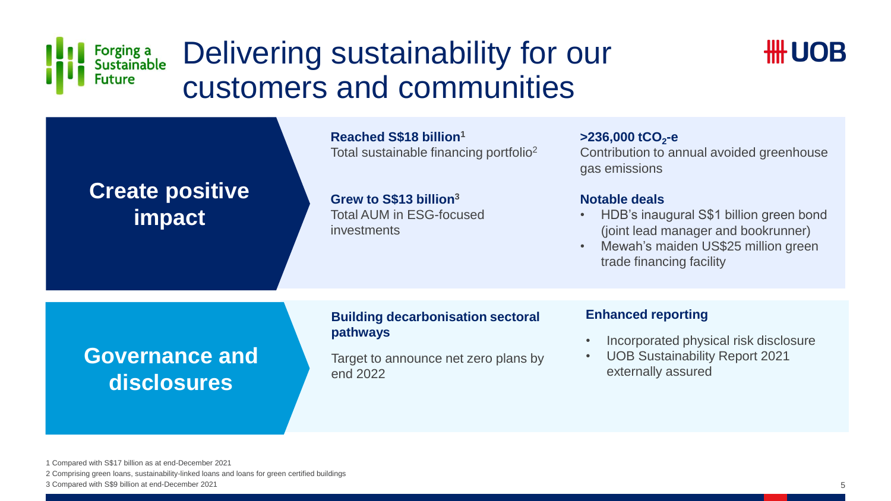Forging a Sustainable Future

# Delivering sustainability for our customers and communities

UOB

## Create positive impact

**Reached S$18 billion**[1]
Total sustainable financing portfolio[2]

**Grew to S$13 billion**[3]
Total AUM in ESG-focused investments

**>236,000 $tCO_2$-e**
Contribution to annual avoided greenhouse gas emissions

**Notable deals**

- HDB's inaugural S$1 billion green bond (joint lead manager and bookrunner)
- Mewah's maiden US$25 million green trade financing facility

## Governance and disclosures

**Building decarbonisation sectoral pathways**

Target to announce net zero plans by end 2022

**Enhanced reporting**

- Incorporated physical risk disclosure
- UOB Sustainability Report 2021 externally assured

1 Compared with S$17 billion as at end-December 2021
2 Comprising green loans, sustainability-linked loans and loans for green certified buildings
3 Compared with S$9 billion at end-December 2021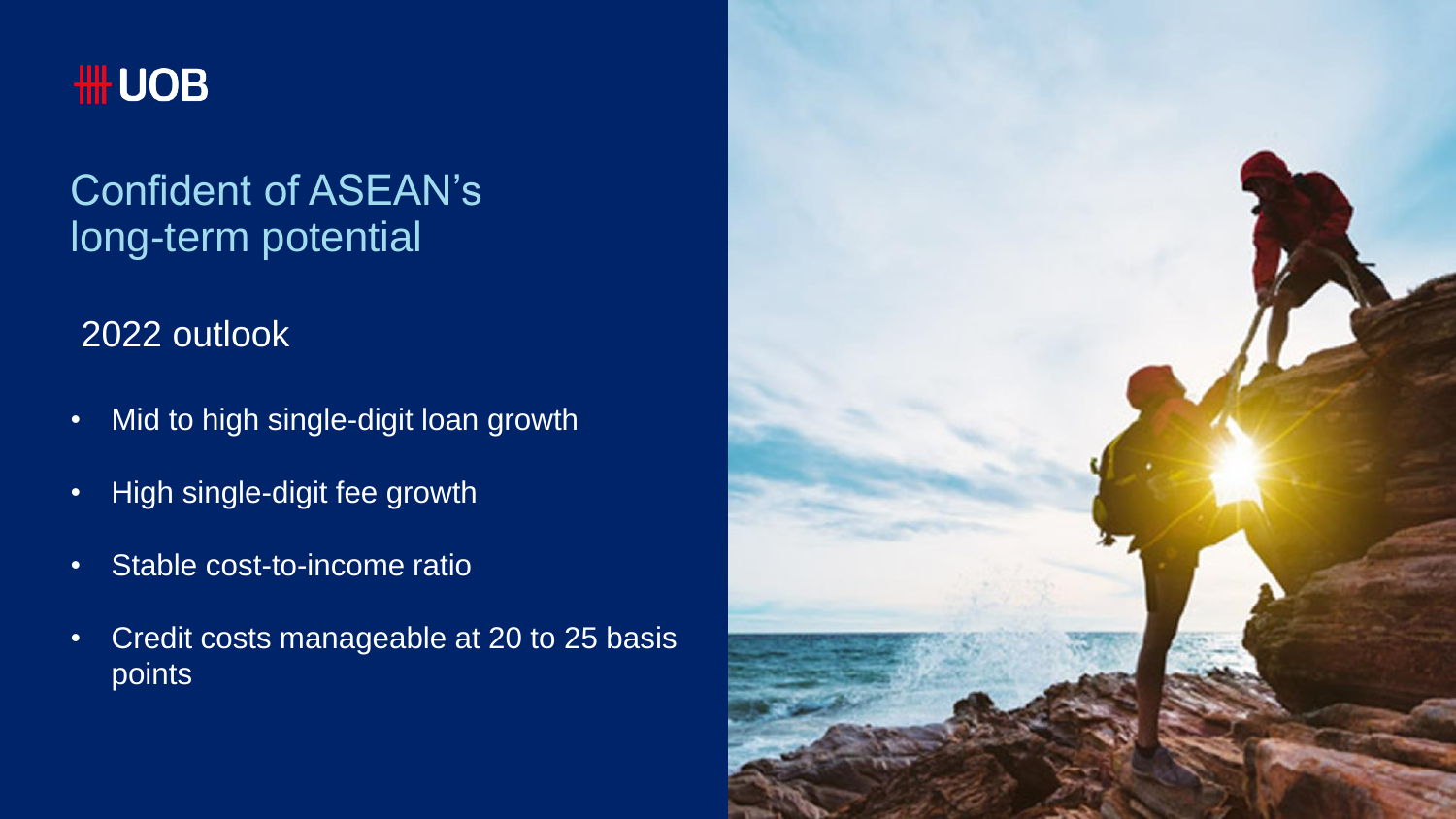UOB

# Confident of ASEAN's long-term potential

## 2022 outlook

- Mid to high single-digit loan growth
- High single-digit fee growth
- Stable cost-to-income ratio
- Credit costs manageable at 20 to 25 basis points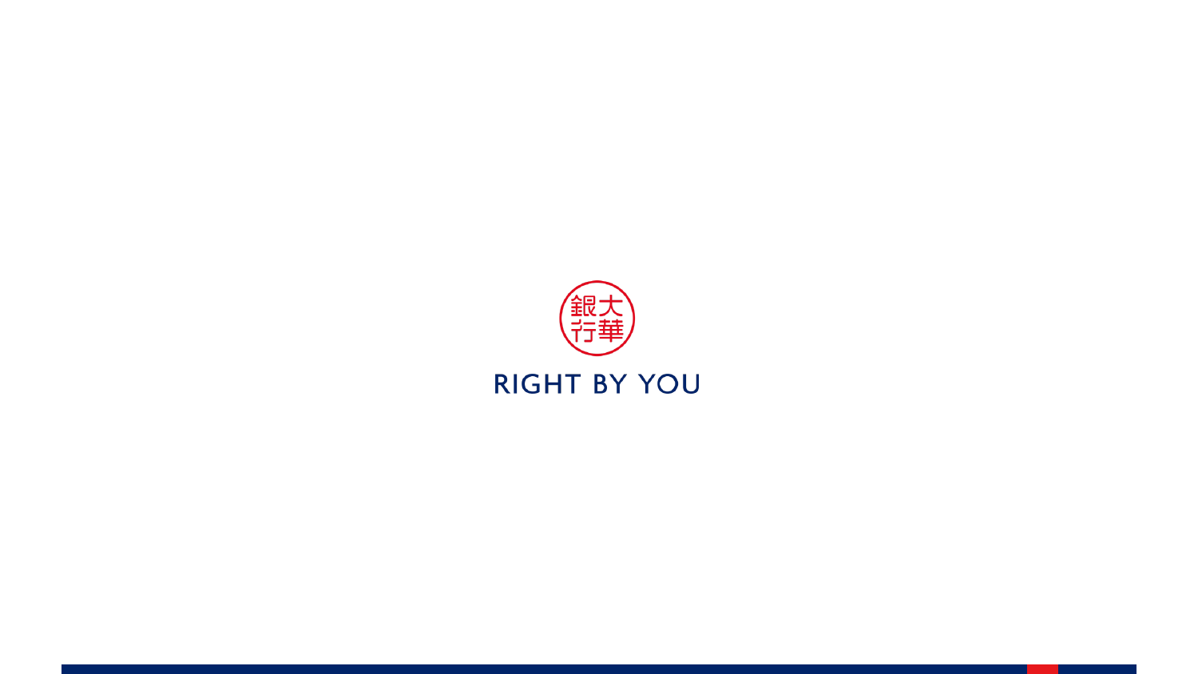銀大
行華

RIGHT BY YOU